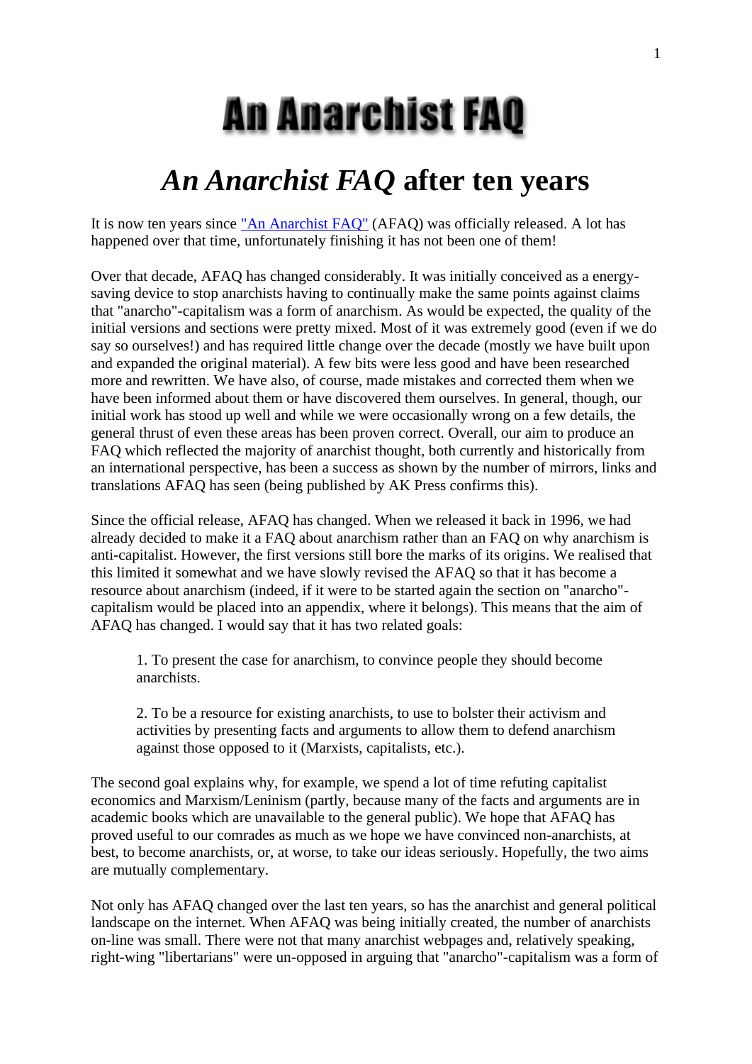# An Anarchist FAQ

## *An Anarchist FAQ* after ten years

It is now ten years since "An Anarchist FAQ" (AFAQ) was officially released. A lot has happened over that time, unfortunately finishing it has not been one of them!

Over that decade, AFAQ has changed considerably. It was initially conceived as a energy-saving device to stop anarchists having to continually make the same points against claims that "anarcho"-capitalism was a form of anarchism. As would be expected, the quality of the initial versions and sections were pretty mixed. Most of it was extremely good (even if we do say so ourselves!) and has required little change over the decade (mostly we have built upon and expanded the original material). A few bits were less good and have been researched more and rewritten. We have also, of course, made mistakes and corrected them when we have been informed about them or have discovered them ourselves. In general, though, our initial work has stood up well and while we were occasionally wrong on a few details, the general thrust of even these areas has been proven correct. Overall, our aim to produce an FAQ which reflected the majority of anarchist thought, both currently and historically from an international perspective, has been a success as shown by the number of mirrors, links and translations AFAQ has seen (being published by AK Press confirms this).

Since the official release, AFAQ has changed. When we released it back in 1996, we had already decided to make it a FAQ about anarchism rather than an FAQ on why anarchism is anti-capitalist. However, the first versions still bore the marks of its origins. We realised that this limited it somewhat and we have slowly revised the AFAQ so that it has become a resource about anarchism (indeed, if it were to be started again the section on "anarcho"-capitalism would be placed into an appendix, where it belongs). This means that the aim of AFAQ has changed. I would say that it has two related goals:

> 1. To present the case for anarchism, to convince people they should become anarchists.
>
> 2. To be a resource for existing anarchists, to use to bolster their activism and activities by presenting facts and arguments to allow them to defend anarchism against those opposed to it (Marxists, capitalists, etc.).

The second goal explains why, for example, we spend a lot of time refuting capitalist economics and Marxism/Leninism (partly, because many of the facts and arguments are in academic books which are unavailable to the general public). We hope that AFAQ has proved useful to our comrades as much as we hope we have convinced non-anarchists, at best, to become anarchists, or, at worse, to take our ideas seriously. Hopefully, the two aims are mutually complementary.

Not only has AFAQ changed over the last ten years, so has the anarchist and general political landscape on the internet. When AFAQ was being initially created, the number of anarchists on-line was small. There were not that many anarchist webpages and, relatively speaking, right-wing "libertarians" were un-opposed in arguing that "anarcho"-capitalism was a form of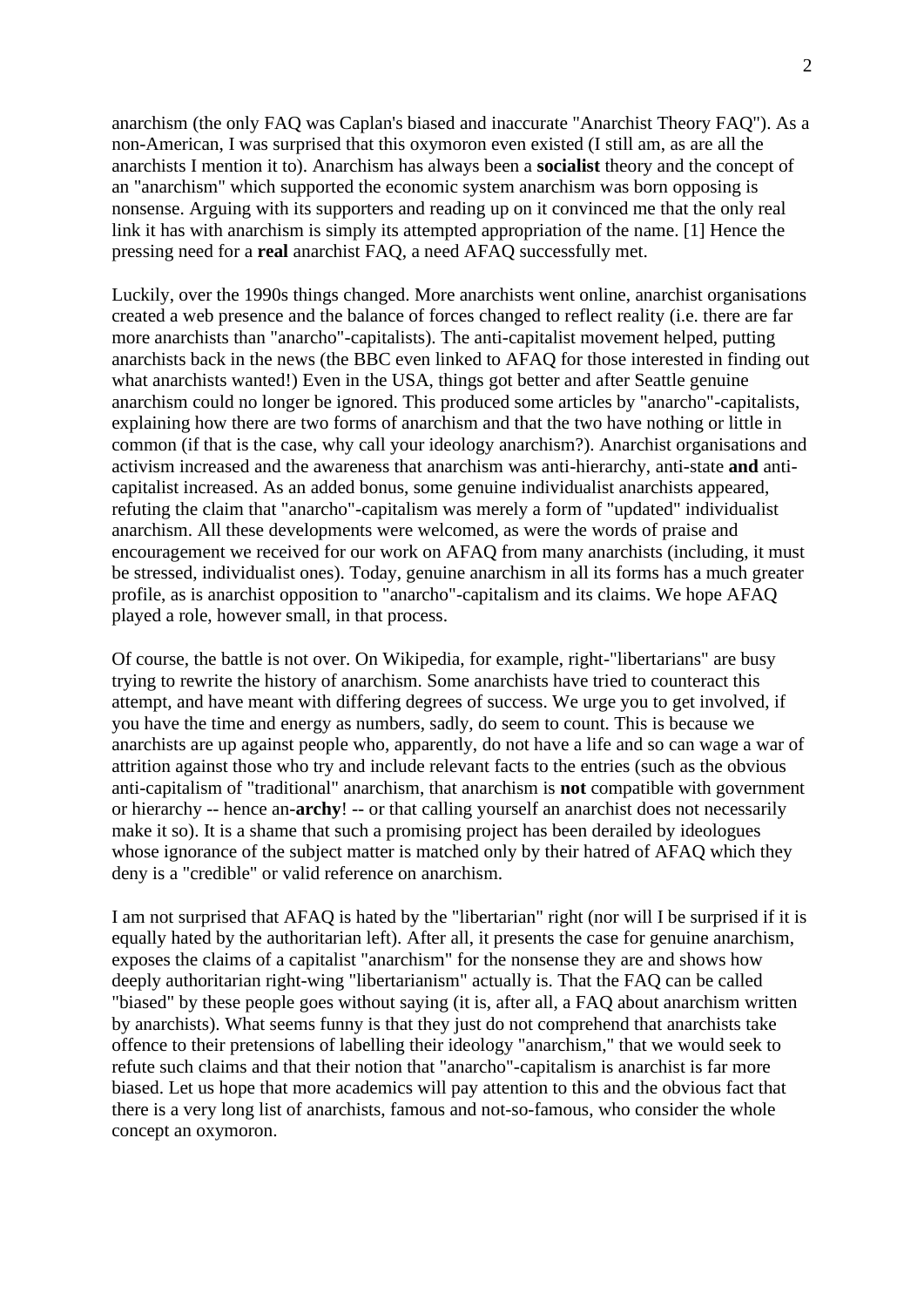anarchism (the only FAQ was Caplan's biased and inaccurate "Anarchist Theory FAQ"). As a non-American, I was surprised that this oxymoron even existed (I still am, as are all the anarchists I mention it to). Anarchism has always been a **socialist** theory and the concept of an "anarchism" which supported the economic system anarchism was born opposing is nonsense. Arguing with its supporters and reading up on it convinced me that the only real link it has with anarchism is simply its attempted appropriation of the name. [1] Hence the pressing need for a **real** anarchist FAQ, a need AFAQ successfully met.

Luckily, over the 1990s things changed. More anarchists went online, anarchist organisations created a web presence and the balance of forces changed to reflect reality (i.e. there are far more anarchists than "anarcho"-capitalists). The anti-capitalist movement helped, putting anarchists back in the news (the BBC even linked to AFAQ for those interested in finding out what anarchists wanted!) Even in the USA, things got better and after Seattle genuine anarchism could no longer be ignored. This produced some articles by "anarcho"-capitalists, explaining how there are two forms of anarchism and that the two have nothing or little in common (if that is the case, why call your ideology anarchism?). Anarchist organisations and activism increased and the awareness that anarchism was anti-hierarchy, anti-state **and** anti-capitalist increased. As an added bonus, some genuine individualist anarchists appeared, refuting the claim that "anarcho"-capitalism was merely a form of "updated" individualist anarchism. All these developments were welcomed, as were the words of praise and encouragement we received for our work on AFAQ from many anarchists (including, it must be stressed, individualist ones). Today, genuine anarchism in all its forms has a much greater profile, as is anarchist opposition to "anarcho"-capitalism and its claims. We hope AFAQ played a role, however small, in that process.

Of course, the battle is not over. On Wikipedia, for example, right-"libertarians" are busy trying to rewrite the history of anarchism. Some anarchists have tried to counteract this attempt, and have meant with differing degrees of success. We urge you to get involved, if you have the time and energy as numbers, sadly, do seem to count. This is because we anarchists are up against people who, apparently, do not have a life and so can wage a war of attrition against those who try and include relevant facts to the entries (such as the obvious anti-capitalism of "traditional" anarchism, that anarchism is **not** compatible with government or hierarchy -- hence an-**archy**! -- or that calling yourself an anarchist does not necessarily make it so). It is a shame that such a promising project has been derailed by ideologues whose ignorance of the subject matter is matched only by their hatred of AFAQ which they deny is a "credible" or valid reference on anarchism.

I am not surprised that AFAQ is hated by the "libertarian" right (nor will I be surprised if it is equally hated by the authoritarian left). After all, it presents the case for genuine anarchism, exposes the claims of a capitalist "anarchism" for the nonsense they are and shows how deeply authoritarian right-wing "libertarianism" actually is. That the FAQ can be called "biased" by these people goes without saying (it is, after all, a FAQ about anarchism written by anarchists). What seems funny is that they just do not comprehend that anarchists take offence to their pretensions of labelling their ideology "anarchism," that we would seek to refute such claims and that their notion that "anarcho"-capitalism is anarchist is far more biased. Let us hope that more academics will pay attention to this and the obvious fact that there is a very long list of anarchists, famous and not-so-famous, who consider the whole concept an oxymoron.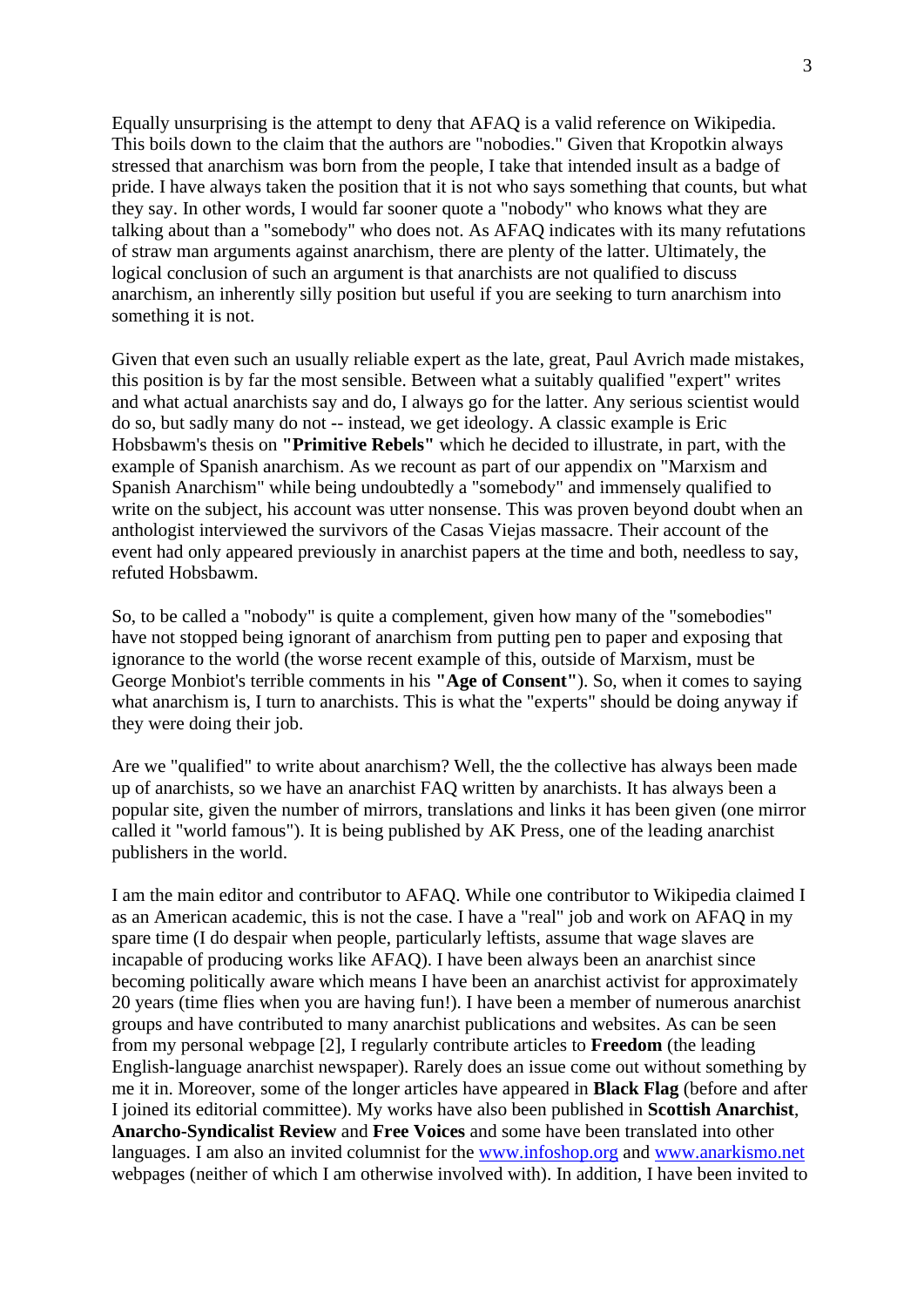Equally unsurprising is the attempt to deny that AFAQ is a valid reference on Wikipedia. This boils down to the claim that the authors are "nobodies." Given that Kropotkin always stressed that anarchism was born from the people, I take that intended insult as a badge of pride. I have always taken the position that it is not who says something that counts, but what they say. In other words, I would far sooner quote a "nobody" who knows what they are talking about than a "somebody" who does not. As AFAQ indicates with its many refutations of straw man arguments against anarchism, there are plenty of the latter. Ultimately, the logical conclusion of such an argument is that anarchists are not qualified to discuss anarchism, an inherently silly position but useful if you are seeking to turn anarchism into something it is not.

Given that even such an usually reliable expert as the late, great, Paul Avrich made mistakes, this position is by far the most sensible. Between what a suitably qualified "expert" writes and what actual anarchists say and do, I always go for the latter. Any serious scientist would do so, but sadly many do not -- instead, we get ideology. A classic example is Eric Hobsbawm's thesis on **"Primitive Rebels"** which he decided to illustrate, in part, with the example of Spanish anarchism. As we recount as part of our appendix on "Marxism and Spanish Anarchism" while being undoubtedly a "somebody" and immensely qualified to write on the subject, his account was utter nonsense. This was proven beyond doubt when an anthologist interviewed the survivors of the Casas Viejas massacre. Their account of the event had only appeared previously in anarchist papers at the time and both, needless to say, refuted Hobsbawm.

So, to be called a "nobody" is quite a complement, given how many of the "somebodies" have not stopped being ignorant of anarchism from putting pen to paper and exposing that ignorance to the world (the worse recent example of this, outside of Marxism, must be George Monbiot's terrible comments in his **"Age of Consent"**). So, when it comes to saying what anarchism is, I turn to anarchists. This is what the "experts" should be doing anyway if they were doing their job.

Are we "qualified" to write about anarchism? Well, the the collective has always been made up of anarchists, so we have an anarchist FAQ written by anarchists. It has always been a popular site, given the number of mirrors, translations and links it has been given (one mirror called it "world famous"). It is being published by AK Press, one of the leading anarchist publishers in the world.

I am the main editor and contributor to AFAQ. While one contributor to Wikipedia claimed I as an American academic, this is not the case. I have a "real" job and work on AFAQ in my spare time (I do despair when people, particularly leftists, assume that wage slaves are incapable of producing works like AFAQ). I have been always been an anarchist since becoming politically aware which means I have been an anarchist activist for approximately 20 years (time flies when you are having fun!). I have been a member of numerous anarchist groups and have contributed to many anarchist publications and websites. As can be seen from my personal webpage [2], I regularly contribute articles to **Freedom** (the leading English-language anarchist newspaper). Rarely does an issue come out without something by me it in. Moreover, some of the longer articles have appeared in **Black Flag** (before and after I joined its editorial committee). My works have also been published in **Scottish Anarchist**, **Anarcho-Syndicalist Review** and **Free Voices** and some have been translated into other languages. I am also an invited columnist for the [www.infoshop.org](www.infoshop.org) and [www.anarkismo.net](www.anarkismo.net) webpages (neither of which I am otherwise involved with). In addition, I have been invited to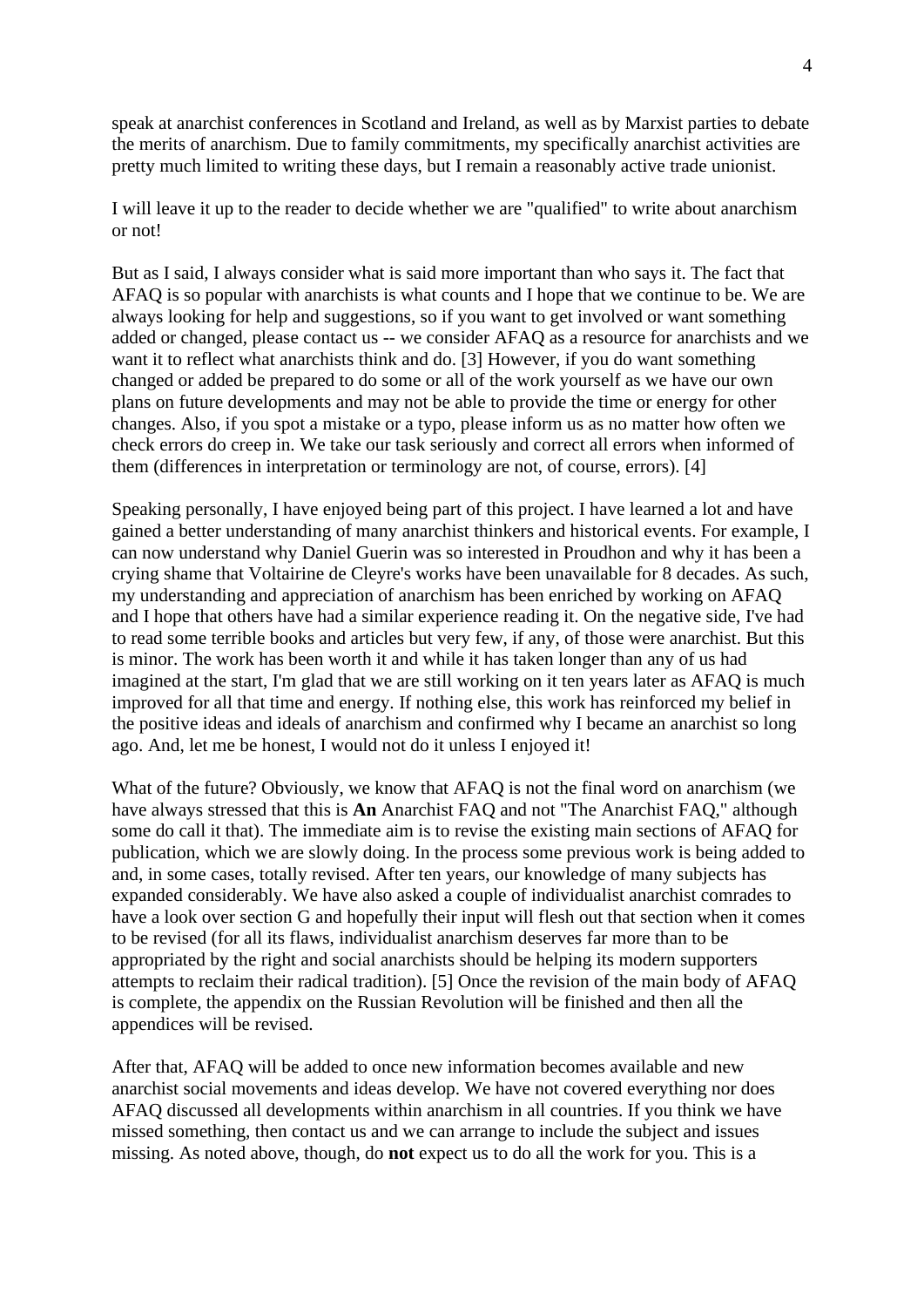speak at anarchist conferences in Scotland and Ireland, as well as by Marxist parties to debate the merits of anarchism. Due to family commitments, my specifically anarchist activities are pretty much limited to writing these days, but I remain a reasonably active trade unionist.

I will leave it up to the reader to decide whether we are "qualified" to write about anarchism or not!

But as I said, I always consider what is said more important than who says it. The fact that AFAQ is so popular with anarchists is what counts and I hope that we continue to be. We are always looking for help and suggestions, so if you want to get involved or want something added or changed, please contact us -- we consider AFAQ as a resource for anarchists and we want it to reflect what anarchists think and do. [3] However, if you do want something changed or added be prepared to do some or all of the work yourself as we have our own plans on future developments and may not be able to provide the time or energy for other changes. Also, if you spot a mistake or a typo, please inform us as no matter how often we check errors do creep in. We take our task seriously and correct all errors when informed of them (differences in interpretation or terminology are not, of course, errors). [4]

Speaking personally, I have enjoyed being part of this project. I have learned a lot and have gained a better understanding of many anarchist thinkers and historical events. For example, I can now understand why Daniel Guerin was so interested in Proudhon and why it has been a crying shame that Voltairine de Cleyre's works have been unavailable for 8 decades. As such, my understanding and appreciation of anarchism has been enriched by working on AFAQ and I hope that others have had a similar experience reading it. On the negative side, I've had to read some terrible books and articles but very few, if any, of those were anarchist. But this is minor. The work has been worth it and while it has taken longer than any of us had imagined at the start, I'm glad that we are still working on it ten years later as AFAQ is much improved for all that time and energy. If nothing else, this work has reinforced my belief in the positive ideas and ideals of anarchism and confirmed why I became an anarchist so long ago. And, let me be honest, I would not do it unless I enjoyed it!

What of the future? Obviously, we know that AFAQ is not the final word on anarchism (we have always stressed that this is **An** Anarchist FAQ and not "The Anarchist FAQ," although some do call it that). The immediate aim is to revise the existing main sections of AFAQ for publication, which we are slowly doing. In the process some previous work is being added to and, in some cases, totally revised. After ten years, our knowledge of many subjects has expanded considerably. We have also asked a couple of individualist anarchist comrades to have a look over section G and hopefully their input will flesh out that section when it comes to be revised (for all its flaws, individualist anarchism deserves far more than to be appropriated by the right and social anarchists should be helping its modern supporters attempts to reclaim their radical tradition). [5] Once the revision of the main body of AFAQ is complete, the appendix on the Russian Revolution will be finished and then all the appendices will be revised.

After that, AFAQ will be added to once new information becomes available and new anarchist social movements and ideas develop. We have not covered everything nor does AFAQ discussed all developments within anarchism in all countries. If you think we have missed something, then contact us and we can arrange to include the subject and issues missing. As noted above, though, do **not** expect us to do all the work for you. This is a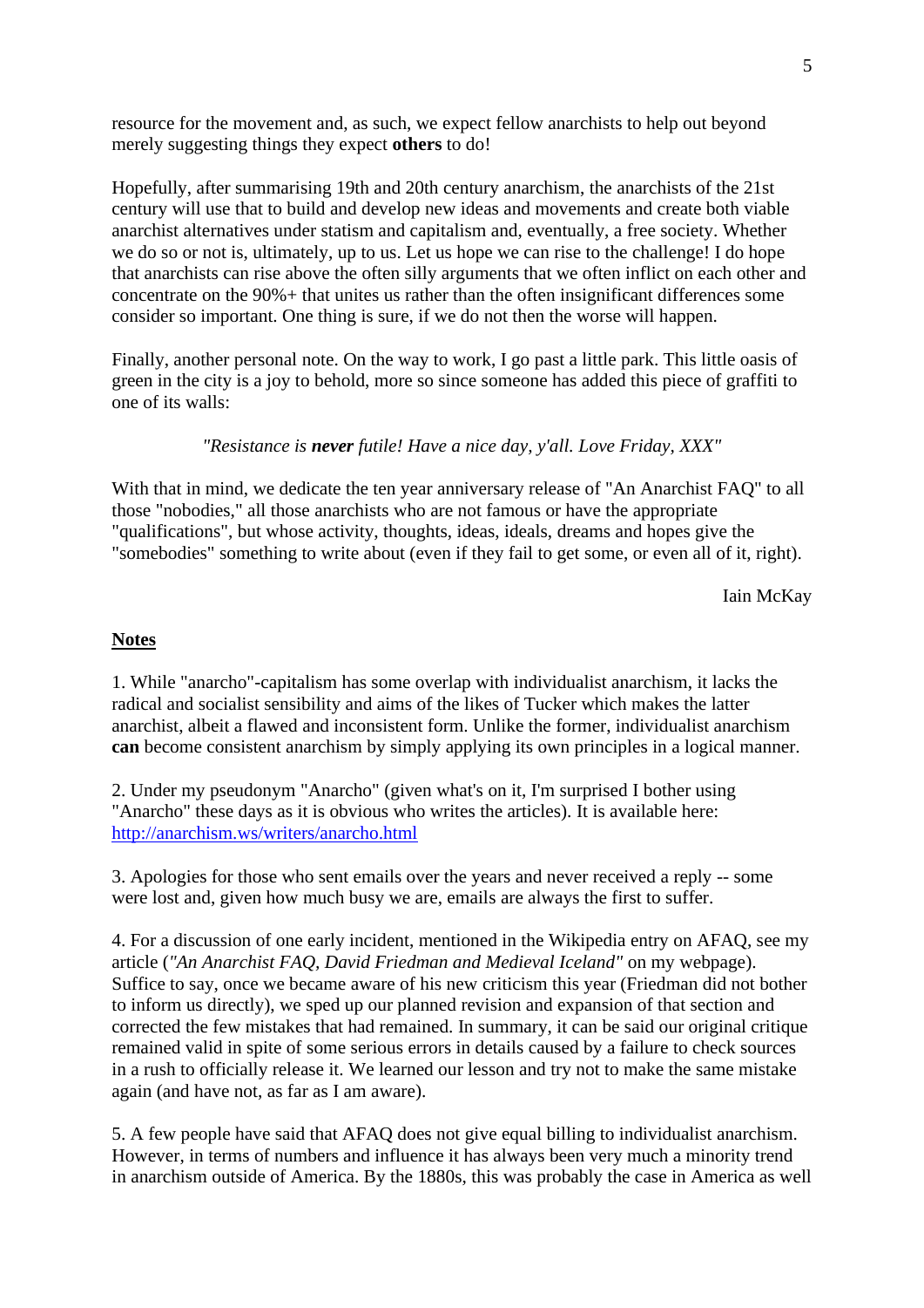resource for the movement and, as such, we expect fellow anarchists to help out beyond merely suggesting things they expect **others** to do!

Hopefully, after summarising 19th and 20th century anarchism, the anarchists of the 21st century will use that to build and develop new ideas and movements and create both viable anarchist alternatives under statism and capitalism and, eventually, a free society. Whether we do so or not is, ultimately, up to us. Let us hope we can rise to the challenge! I do hope that anarchists can rise above the often silly arguments that we often inflict on each other and concentrate on the 90%+ that unites us rather than the often insignificant differences some consider so important. One thing is sure, if we do not then the worse will happen.

Finally, another personal note. On the way to work, I go past a little park. This little oasis of green in the city is a joy to behold, more so since someone has added this piece of graffiti to one of its walls:

> *"Resistance is **never** futile! Have a nice day, y'all. Love Friday, XXX"*

With that in mind, we dedicate the ten year anniversary release of "An Anarchist FAQ" to all those "nobodies," all those anarchists who are not famous or have the appropriate "qualifications", but whose activity, thoughts, ideas, ideals, dreams and hopes give the "somebodies" something to write about (even if they fail to get some, or even all of it, right).

Iain McKay

## Notes

1. While "anarcho"-capitalism has some overlap with individualist anarchism, it lacks the radical and socialist sensibility and aims of the likes of Tucker which makes the latter anarchist, albeit a flawed and inconsistent form. Unlike the former, individualist anarchism **can** become consistent anarchism by simply applying its own principles in a logical manner.

2. Under my pseudonym "Anarcho" (given what's on it, I'm surprised I bother using "Anarcho" these days as it is obvious who writes the articles). It is available here: [http://anarchism.ws/writers/anarcho.html](http://anarchism.ws/writers/anarcho.html)

3. Apologies for those who sent emails over the years and never received a reply -- some were lost and, given how much busy we are, emails are always the first to suffer.

4. For a discussion of one early incident, mentioned in the Wikipedia entry on AFAQ, see my article (*"An Anarchist FAQ, David Friedman and Medieval Iceland"* on my webpage). Suffice to say, once we became aware of his new criticism this year (Friedman did not bother to inform us directly), we sped up our planned revision and expansion of that section and corrected the few mistakes that had remained. In summary, it can be said our original critique remained valid in spite of some serious errors in details caused by a failure to check sources in a rush to officially release it. We learned our lesson and try not to make the same mistake again (and have not, as far as I am aware).

5. A few people have said that AFAQ does not give equal billing to individualist anarchism. However, in terms of numbers and influence it has always been very much a minority trend in anarchism outside of America. By the 1880s, this was probably the case in America as well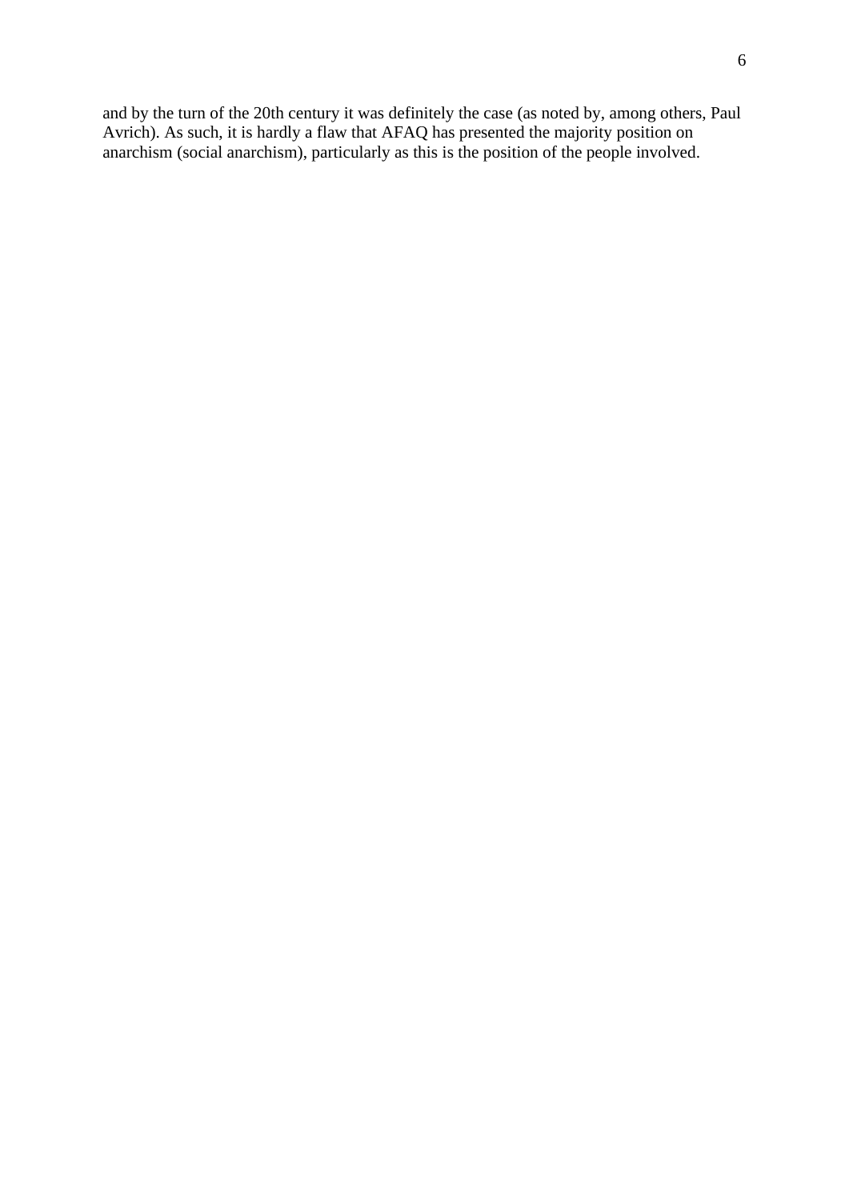and by the turn of the 20th century it was definitely the case (as noted by, among others, Paul Avrich). As such, it is hardly a flaw that AFAQ has presented the majority position on anarchism (social anarchism), particularly as this is the position of the people involved.